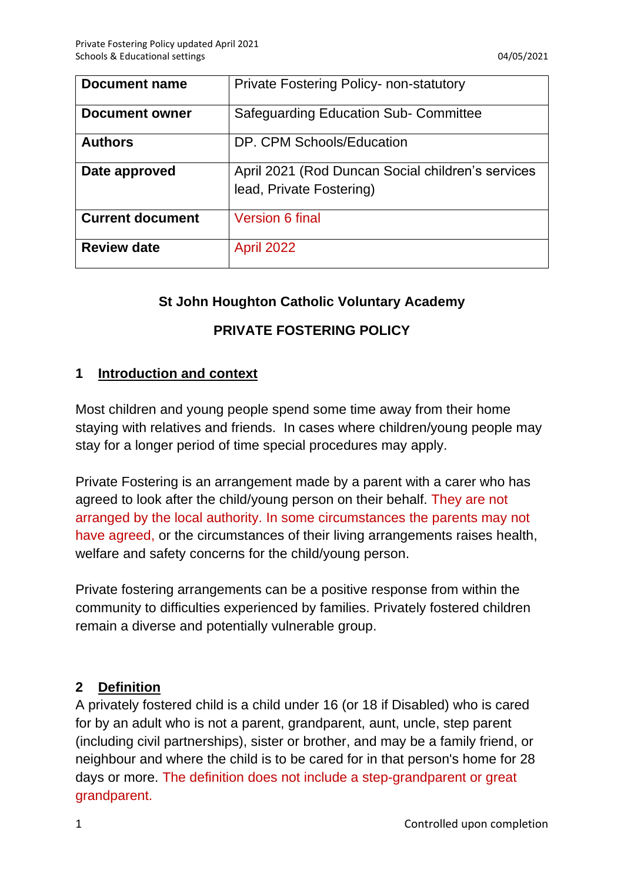| Document name | Private Fostering Policy- non-statutory |
| --- | --- |
| Document owner | Safeguarding Education Sub- Committee |
| Authors | DP. CPM Schools/Education |
| Date approved | April 2021 (Rod Duncan Social children's services lead, Private Fostering) |
| Current document | Version 6 final |
| Review date | April 2022 |

**St John Houghton Catholic Voluntary Academy**

**PRIVATE FOSTERING POLICY**

## 1 Introduction and context

Most children and young people spend some time away from their home staying with relatives and friends. In cases where children/young people may stay for a longer period of time special procedures may apply.

Private Fostering is an arrangement made by a parent with a carer who has agreed to look after the child/young person on their behalf. They are not arranged by the local authority. In some circumstances the parents may not have agreed, or the circumstances of their living arrangements raises health, welfare and safety concerns for the child/young person.

Private fostering arrangements can be a positive response from within the community to difficulties experienced by families. Privately fostered children remain a diverse and potentially vulnerable group.

## 2 Definition

A privately fostered child is a child under 16 (or 18 if Disabled) who is cared for by an adult who is not a parent, grandparent, aunt, uncle, step parent (including civil partnerships), sister or brother, and may be a family friend, or neighbour and where the child is to be cared for in that person's home for 28 days or more. The definition does not include a step-grandparent or great grandparent.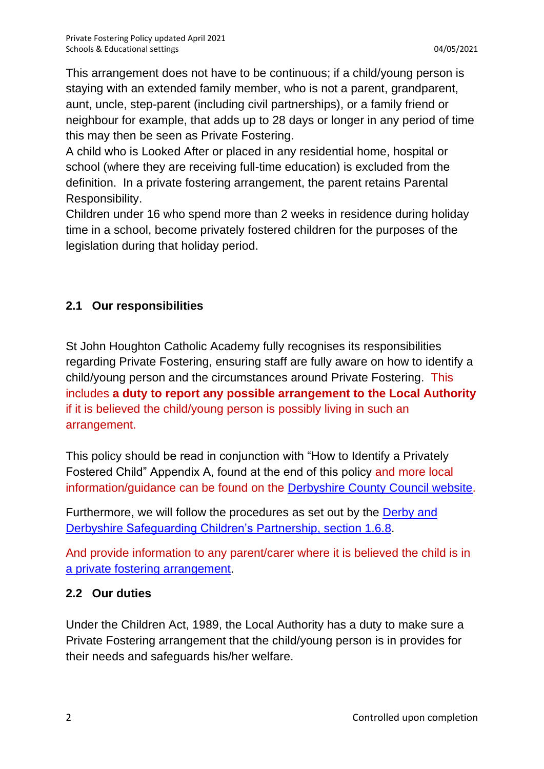This arrangement does not have to be continuous; if a child/young person is staying with an extended family member, who is not a parent, grandparent, aunt, uncle, step-parent (including civil partnerships), or a family friend or neighbour for example, that adds up to 28 days or longer in any period of time this may then be seen as Private Fostering.

A child who is Looked After or placed in any residential home, hospital or school (where they are receiving full-time education) is excluded from the definition. In a private fostering arrangement, the parent retains Parental Responsibility.

Children under 16 who spend more than 2 weeks in residence during holiday time in a school, become privately fostered children for the purposes of the legislation during that holiday period.

## 2.1 Our responsibilities

St John Houghton Catholic Academy fully recognises its responsibilities regarding Private Fostering, ensuring staff are fully aware on how to identify a child/young person and the circumstances around Private Fostering. This includes **a duty to report any possible arrangement to the Local Authority** if it is believed the child/young person is possibly living in such an arrangement.

This policy should be read in conjunction with "How to Identify a Privately Fostered Child" Appendix A, found at the end of this policy and more local information/guidance can be found on the Derbyshire County Council website.

Furthermore, we will follow the procedures as set out by the Derby and Derbyshire Safeguarding Children's Partnership, section 1.6.8.

And provide information to any parent/carer where it is believed the child is in a private fostering arrangement.

## 2.2 Our duties

Under the Children Act, 1989, the Local Authority has a duty to make sure a Private Fostering arrangement that the child/young person is in provides for their needs and safeguards his/her welfare.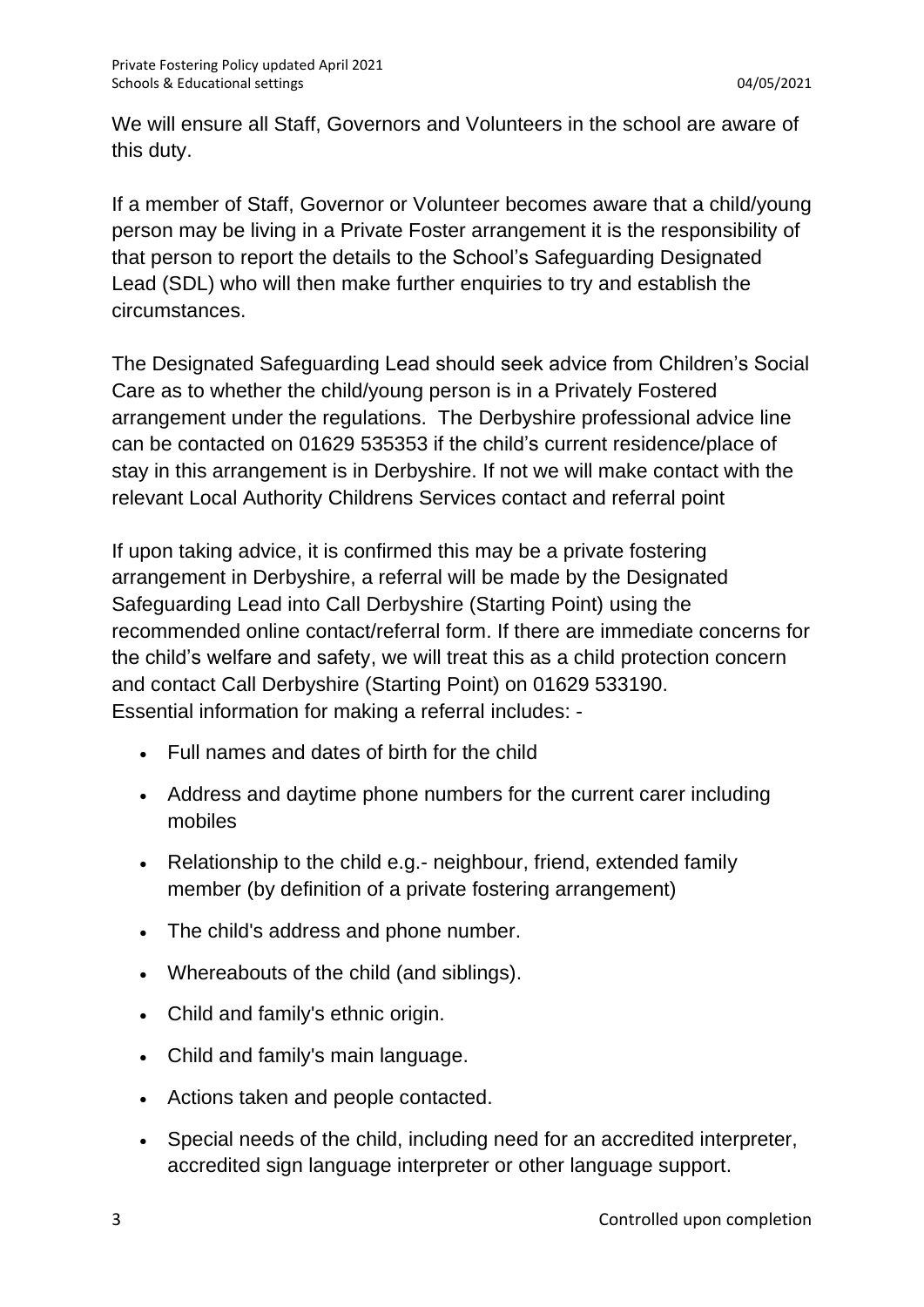We will ensure all Staff, Governors and Volunteers in the school are aware of this duty.

If a member of Staff, Governor or Volunteer becomes aware that a child/young person may be living in a Private Foster arrangement it is the responsibility of that person to report the details to the School's Safeguarding Designated Lead (SDL) who will then make further enquiries to try and establish the circumstances.

The Designated Safeguarding Lead should seek advice from Children's Social Care as to whether the child/young person is in a Privately Fostered arrangement under the regulations. The Derbyshire professional advice line can be contacted on 01629 535353 if the child's current residence/place of stay in this arrangement is in Derbyshire. If not we will make contact with the relevant Local Authority Childrens Services contact and referral point

If upon taking advice, it is confirmed this may be a private fostering arrangement in Derbyshire, a referral will be made by the Designated Safeguarding Lead into Call Derbyshire (Starting Point) using the recommended online contact/referral form. If there are immediate concerns for the child's welfare and safety, we will treat this as a child protection concern and contact Call Derbyshire (Starting Point) on 01629 533190.
Essential information for making a referral includes: -

- Full names and dates of birth for the child
- Address and daytime phone numbers for the current carer including mobiles
- Relationship to the child e.g.- neighbour, friend, extended family member (by definition of a private fostering arrangement)
- The child's address and phone number.
- Whereabouts of the child (and siblings).
- Child and family's ethnic origin.
- Child and family's main language.
- Actions taken and people contacted.
- Special needs of the child, including need for an accredited interpreter, accredited sign language interpreter or other language support.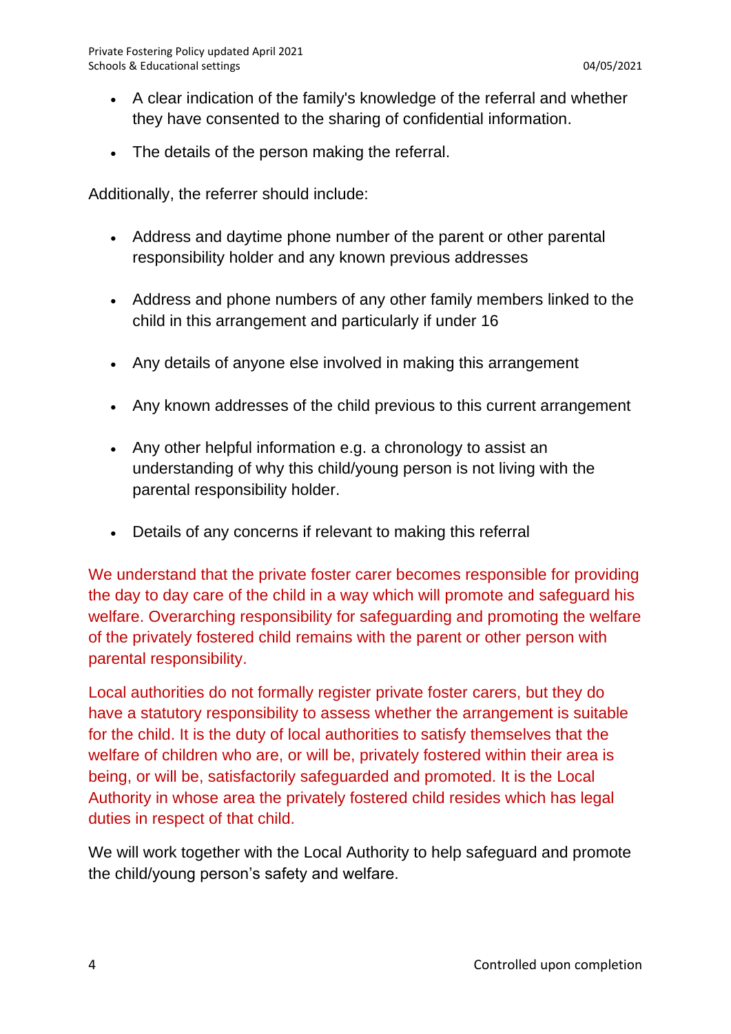- A clear indication of the family's knowledge of the referral and whether they have consented to the sharing of confidential information.
- The details of the person making the referral.

Additionally, the referrer should include:

- Address and daytime phone number of the parent or other parental responsibility holder and any known previous addresses
- Address and phone numbers of any other family members linked to the child in this arrangement and particularly if under 16
- Any details of anyone else involved in making this arrangement
- Any known addresses of the child previous to this current arrangement
- Any other helpful information e.g. a chronology to assist an understanding of why this child/young person is not living with the parental responsibility holder.
- Details of any concerns if relevant to making this referral

We understand that the private foster carer becomes responsible for providing the day to day care of the child in a way which will promote and safeguard his welfare. Overarching responsibility for safeguarding and promoting the welfare of the privately fostered child remains with the parent or other person with parental responsibility.

Local authorities do not formally register private foster carers, but they do have a statutory responsibility to assess whether the arrangement is suitable for the child. It is the duty of local authorities to satisfy themselves that the welfare of children who are, or will be, privately fostered within their area is being, or will be, satisfactorily safeguarded and promoted. It is the Local Authority in whose area the privately fostered child resides which has legal duties in respect of that child.

We will work together with the Local Authority to help safeguard and promote the child/young person's safety and welfare.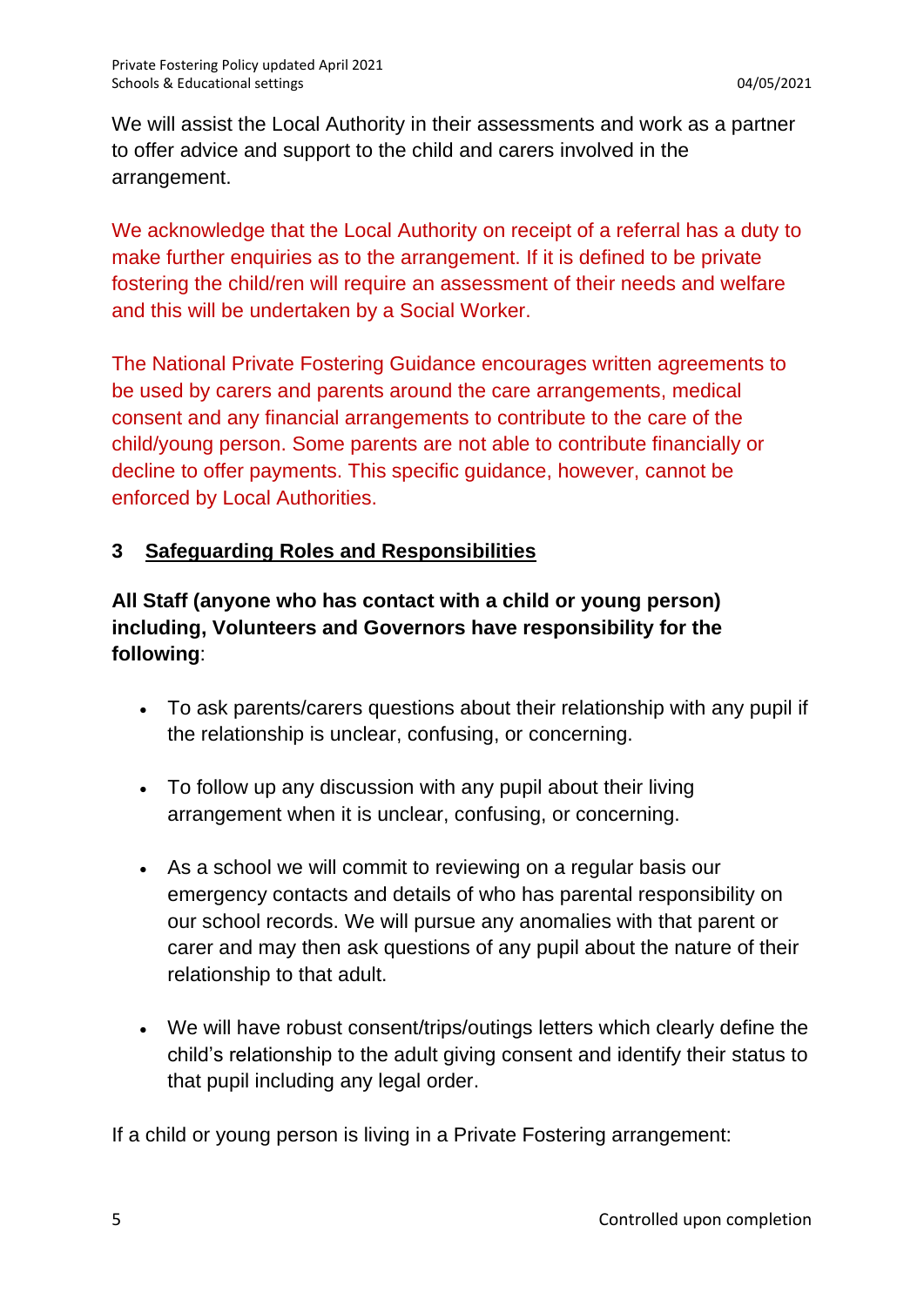We will assist the Local Authority in their assessments and work as a partner to offer advice and support to the child and carers involved in the arrangement.

We acknowledge that the Local Authority on receipt of a referral has a duty to make further enquiries as to the arrangement. If it is defined to be private fostering the child/ren will require an assessment of their needs and welfare and this will be undertaken by a Social Worker.

The National Private Fostering Guidance encourages written agreements to be used by carers and parents around the care arrangements, medical consent and any financial arrangements to contribute to the care of the child/young person. Some parents are not able to contribute financially or decline to offer payments. This specific guidance, however, cannot be enforced by Local Authorities.

## 3 Safeguarding Roles and Responsibilities

**All Staff (anyone who has contact with a child or young person) including, Volunteers and Governors have responsibility for the following**:

- To ask parents/carers questions about their relationship with any pupil if the relationship is unclear, confusing, or concerning.
- To follow up any discussion with any pupil about their living arrangement when it is unclear, confusing, or concerning.
- As a school we will commit to reviewing on a regular basis our emergency contacts and details of who has parental responsibility on our school records. We will pursue any anomalies with that parent or carer and may then ask questions of any pupil about the nature of their relationship to that adult.
- We will have robust consent/trips/outings letters which clearly define the child's relationship to the adult giving consent and identify their status to that pupil including any legal order.

If a child or young person is living in a Private Fostering arrangement: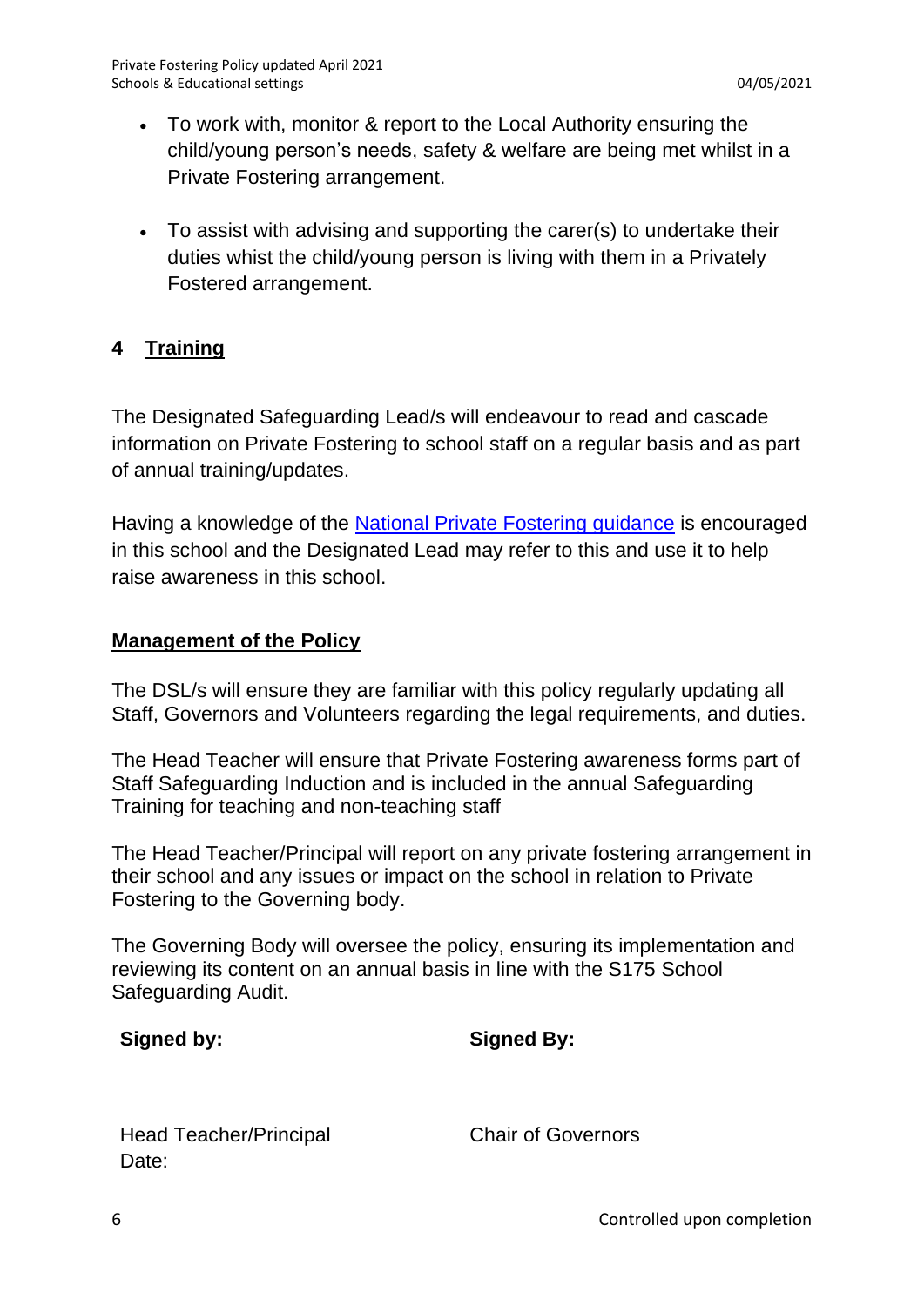- To work with, monitor & report to the Local Authority ensuring the child/young person's needs, safety & welfare are being met whilst in a Private Fostering arrangement.

- To assist with advising and supporting the carer(s) to undertake their duties whist the child/young person is living with them in a Privately Fostered arrangement.

## 4 Training

The Designated Safeguarding Lead/s will endeavour to read and cascade information on Private Fostering to school staff on a regular basis and as part of annual training/updates.

Having a knowledge of the National Private Fostering guidance is encouraged in this school and the Designated Lead may refer to this and use it to help raise awareness in this school.

## Management of the Policy

The DSL/s will ensure they are familiar with this policy regularly updating all Staff, Governors and Volunteers regarding the legal requirements, and duties.

The Head Teacher will ensure that Private Fostering awareness forms part of Staff Safeguarding Induction and is included in the annual Safeguarding Training for teaching and non-teaching staff

The Head Teacher/Principal will report on any private fostering arrangement in their school and any issues or impact on the school in relation to Private Fostering to the Governing body.

The Governing Body will oversee the policy, ensuring its implementation and reviewing its content on an annual basis in line with the S175 School Safeguarding Audit.

**Signed by:**

Head Teacher/Principal
Date:

**Signed By:**

Chair of Governors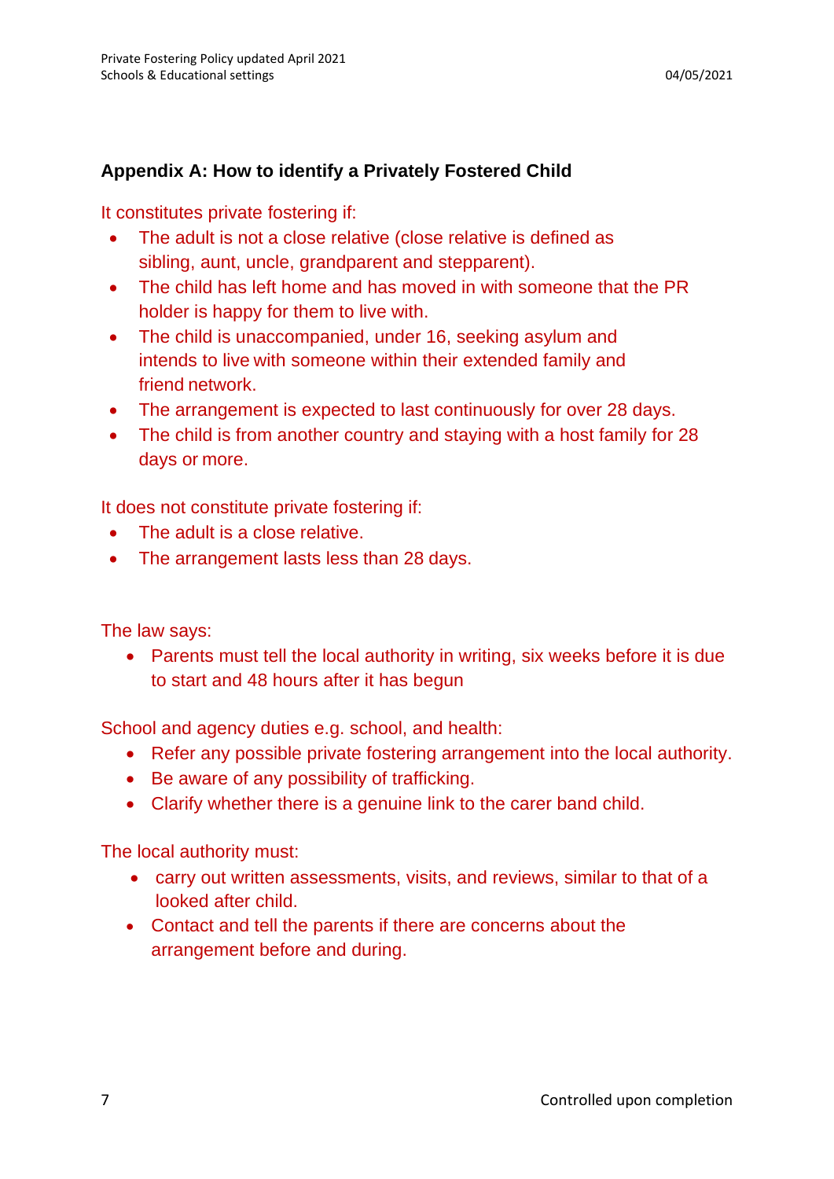## Appendix A: How to identify a Privately Fostered Child

It constitutes private fostering if:

- The adult is not a close relative (close relative is defined as sibling, aunt, uncle, grandparent and stepparent).
- The child has left home and has moved in with someone that the PR holder is happy for them to live with.
- The child is unaccompanied, under 16, seeking asylum and intends to live with someone within their extended family and friend network.
- The arrangement is expected to last continuously for over 28 days.
- The child is from another country and staying with a host family for 28 days or more.

It does not constitute private fostering if:

- The adult is a close relative.
- The arrangement lasts less than 28 days.

The law says:

- Parents must tell the local authority in writing, six weeks before it is due to start and 48 hours after it has begun

School and agency duties e.g. school, and health:

- Refer any possible private fostering arrangement into the local authority.
- Be aware of any possibility of trafficking.
- Clarify whether there is a genuine link to the carer band child.

The local authority must:

- carry out written assessments, visits, and reviews, similar to that of a looked after child.
- Contact and tell the parents if there are concerns about the arrangement before and during.